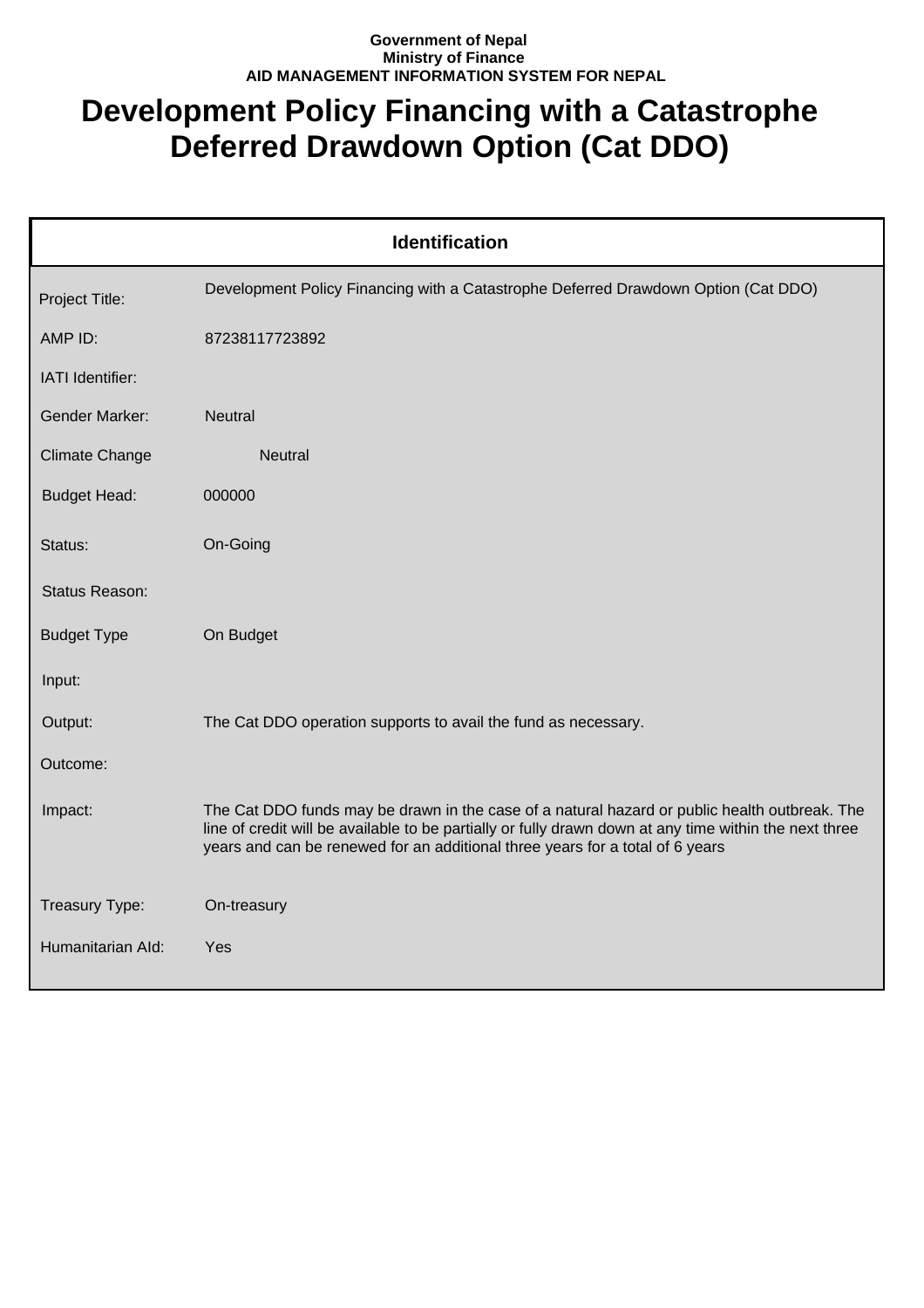**Government of Nepal**
**Ministry of Finance**
**AID MANAGEMENT INFORMATION SYSTEM FOR NEPAL**

# Development Policy Financing with a Catastrophe Deferred Drawdown Option (Cat DDO)

## Identification

| Field | Value |
|---|---|
| Project Title: | Development Policy Financing with a Catastrophe Deferred Drawdown Option (Cat DDO) |
| AMP ID: | 87238117723892 |
| IATI Identifier: | |
| Gender Marker: | Neutral |
| Climate Change | Neutral |
| Budget Head: | 000000 |
| Status: | On-Going |
| Status Reason: | |
| Budget Type | On Budget |
| Input: | |
| Output: | The Cat DDO operation supports to avail the fund as necessary. |
| Outcome: | |
| Impact: | The Cat DDO funds may be drawn in the case of a natural hazard or public health outbreak. The line of credit will be available to be partially or fully drawn down at any time within the next three years and can be renewed for an additional three years for a total of 6 years |
| Treasury Type: | On-treasury |
| Humanitarian AId: | Yes |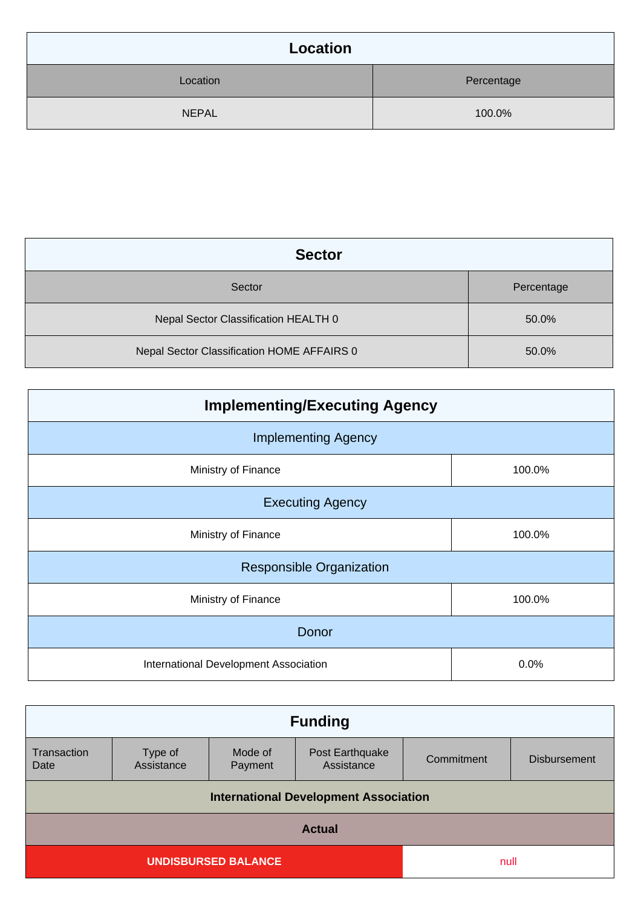## Location

| Location | Percentage |
|---|---|
| NEPAL | 100.0% |

## Sector

| Sector | Percentage |
|---|---|
| Nepal Sector Classification HEALTH 0 | 50.0% |
| Nepal Sector Classification HOME AFFAIRS 0 | 50.0% |

## Implementing/Executing Agency

| Implementing Agency | |
|---|---|
| Ministry of Finance | 100.0% |
| **Executing Agency** | |
| Ministry of Finance | 100.0% |
| **Responsible Organization** | |
| Ministry of Finance | 100.0% |
| **Donor** | |
| International Development Association | 0.0% |

## Funding

| Transaction Date | Type of Assistance | Mode of Payment | Post Earthquake Assistance | Commitment | Disbursement |
|---|---|---|---|---|---|
| **International Development Association** | | | | | |
| **Actual** | | | | | |
| **UNDISBURSED BALANCE** | | | | null | |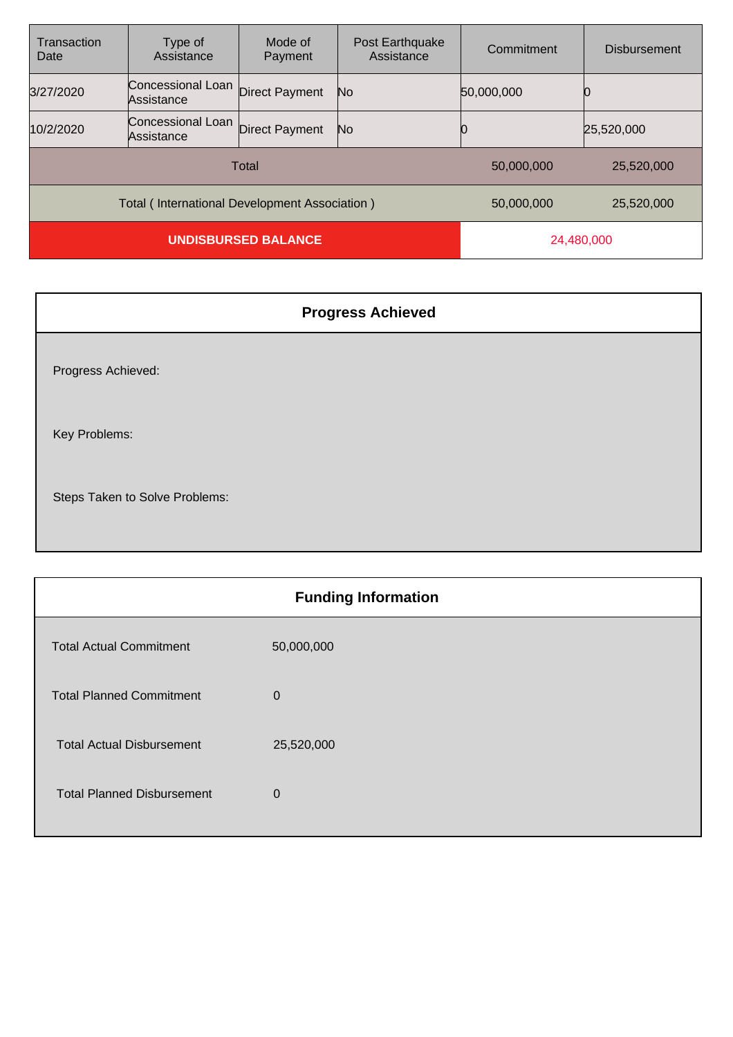| Transaction Date | Type of Assistance | Mode of Payment | Post Earthquake Assistance | Commitment | Disbursement |
|---|---|---|---|---|---|
| 3/27/2020 | Concessional Loan Assistance | Direct Payment | No | 50,000,000 | 0 |
| 10/2/2020 | Concessional Loan Assistance | Direct Payment | No | 0 | 25,520,000 |
| Total | | | | 50,000,000 | 25,520,000 |
| Total ( International Development Association ) | | | | 50,000,000 | 25,520,000 |
| **UNDISBURSED BALANCE** | | | | 24,480,000 | |

## Progress Achieved

Progress Achieved:

Key Problems:

Steps Taken to Solve Problems:

## Funding Information

| | |
|---|---|
| Total Actual Commitment | 50,000,000 |
| Total Planned Commitment | 0 |
| Total Actual Disbursement | 25,520,000 |
| Total Planned Disbursement | 0 |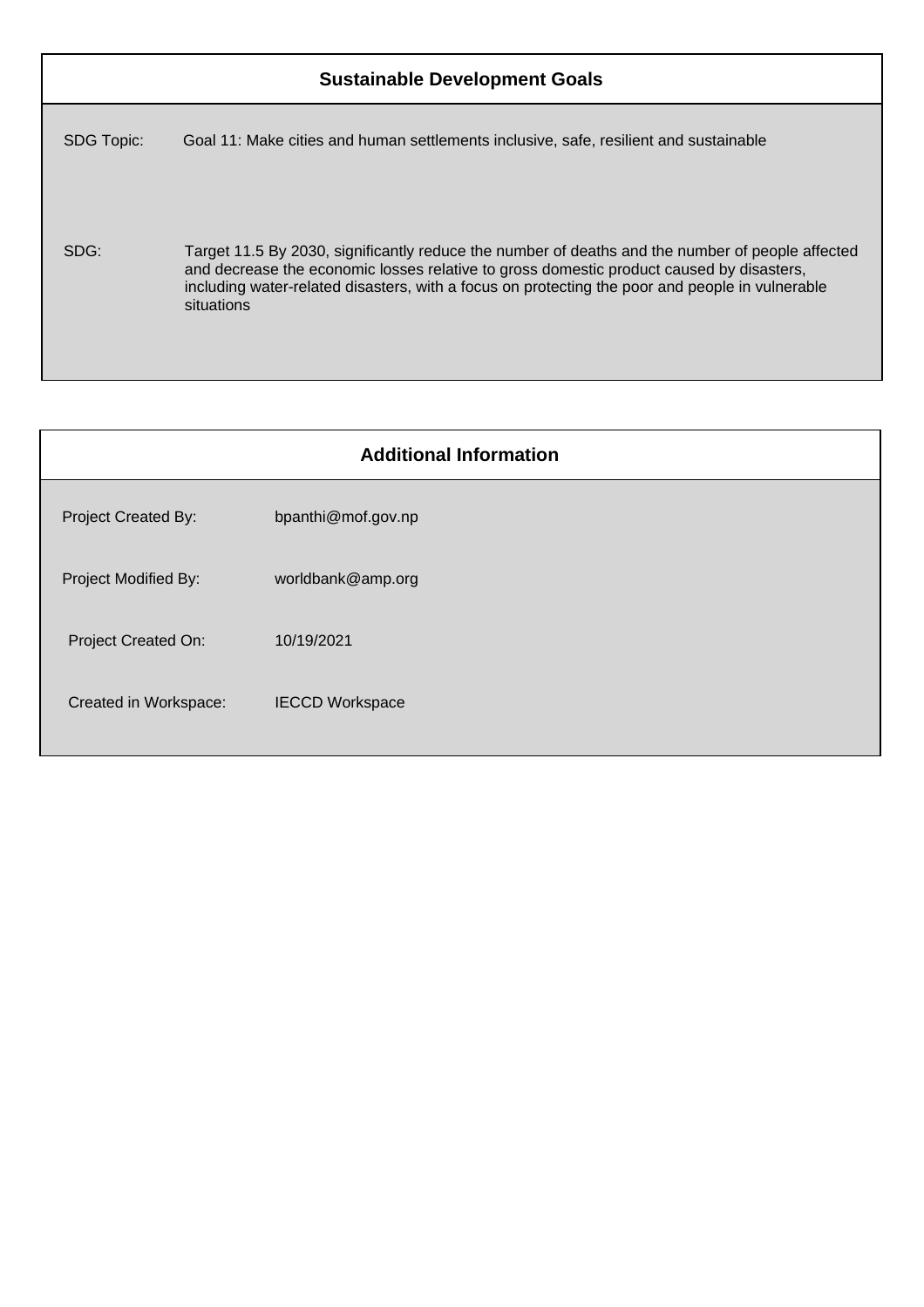## Sustainable Development Goals

| | |
|---|---|
| SDG Topic: | Goal 11: Make cities and human settlements inclusive, safe, resilient and sustainable |
| SDG: | Target 11.5 By 2030, significantly reduce the number of deaths and the number of people affected and decrease the economic losses relative to gross domestic product caused by disasters, including water-related disasters, with a focus on protecting the poor and people in vulnerable situations |

## Additional Information

| | |
|---|---|
| Project Created By: | bpanthi@mof.gov.np |
| Project Modified By: | worldbank@amp.org |
| Project Created On: | 10/19/2021 |
| Created in Workspace: | IECCD Workspace |